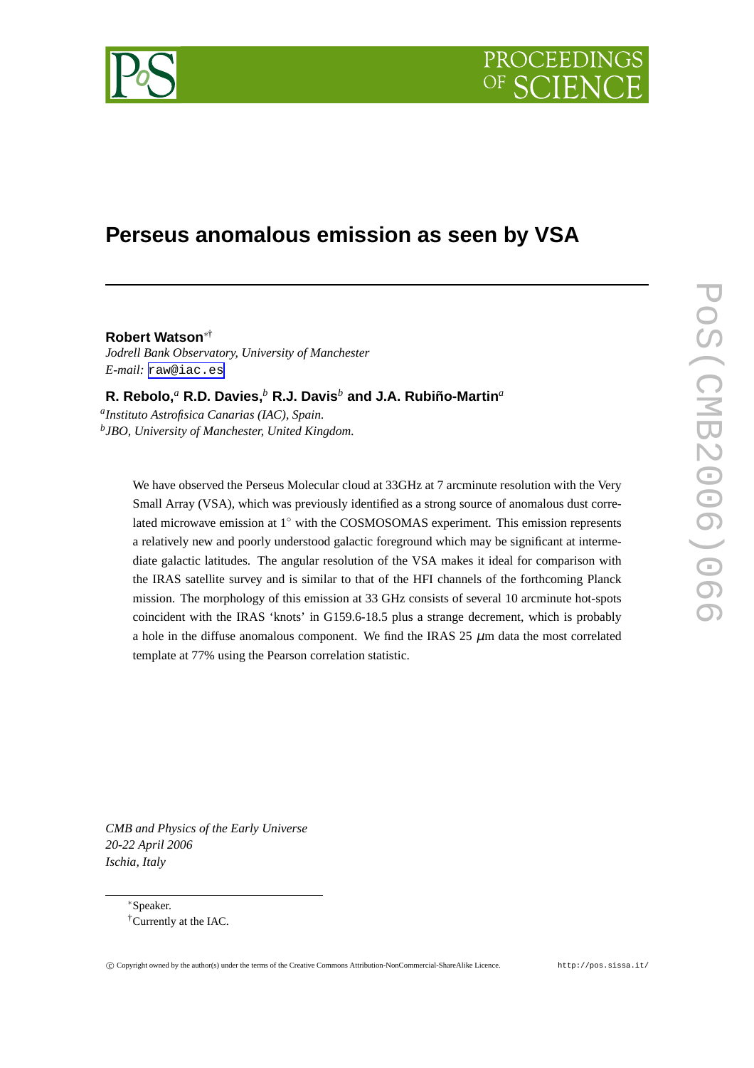# Perseus anomalous emission as seen by VSA

**Robert Watson**[*†]
*Jodrell Bank Observatory, University of Manchester*
*E-mail:* raw@iac.es

**R. Rebolo,**[a] **R.D. Davies,**[b] **R.J. Davis**[b] **and J.A. Rubiño-Martin**[a]
[a]*Instituto Astrofisica Canarias (IAC), Spain.*
[b]*JBO, University of Manchester, United Kingdom.*

We have observed the Perseus Molecular cloud at 33GHz at 7 arcminute resolution with the Very Small Array (VSA), which was previously identified as a strong source of anomalous dust correlated microwave emission at $1^{\circ}$ with the COSMOSOMAS experiment. This emission represents a relatively new and poorly understood galactic foreground which may be significant at intermediate galactic latitudes. The angular resolution of the VSA makes it ideal for comparison with the IRAS satellite survey and is similar to that of the HFI channels of the forthcoming Planck mission. The morphology of this emission at 33 GHz consists of several 10 arcminute hot-spots coincident with the IRAS 'knots' in G159.6-18.5 plus a strange decrement, which is probably a hole in the diffuse anomalous component. We find the IRAS 25 $\mu$m data the most correlated template at 77% using the Pearson correlation statistic.

*CMB and Physics of the Early Universe*
*20-22 April 2006*
*Ischia, Italy*

---

[*]Speaker.
[†]Currently at the IAC.

© Copyright owned by the author(s) under the terms of the Creative Commons Attribution-NonCommercial-ShareAlike Licence. http://pos.sissa.it/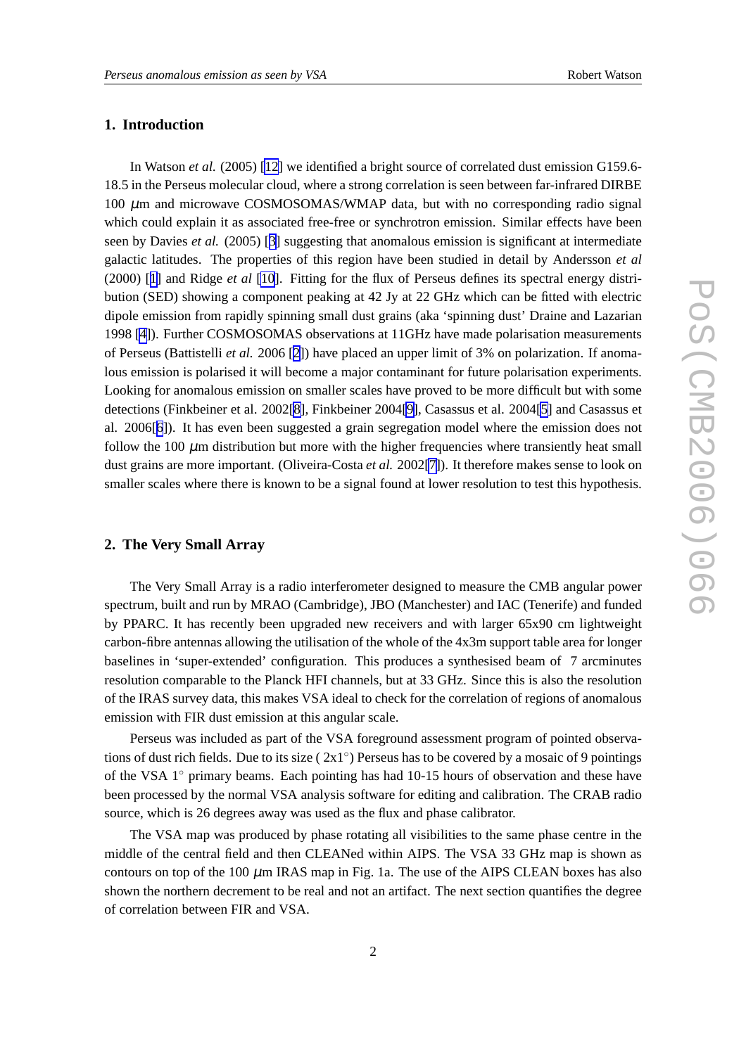## 1. Introduction

In Watson *et al.* (2005) [12] we identified a bright source of correlated dust emission G159.6-18.5 in the Perseus molecular cloud, where a strong correlation is seen between far-infrared DIRBE 100 $\mu$m and microwave COSMOSOMAS/WMAP data, but with no corresponding radio signal which could explain it as associated free-free or synchrotron emission. Similar effects have been seen by Davies *et al.* (2005) [3] suggesting that anomalous emission is significant at intermediate galactic latitudes. The properties of this region have been studied in detail by Andersson *et al* (2000) [1] and Ridge *et al* [10]. Fitting for the flux of Perseus defines its spectral energy distribution (SED) showing a component peaking at 42 Jy at 22 GHz which can be fitted with electric dipole emission from rapidly spinning small dust grains (aka 'spinning dust' Draine and Lazarian 1998 [4]). Further COSMOSOMAS observations at 11GHz have made polarisation measurements of Perseus (Battistelli *et al.* 2006 [2]) have placed an upper limit of 3% on polarization. If anomalous emission is polarised it will become a major contaminant for future polarisation experiments. Looking for anomalous emission on smaller scales have proved to be more difficult but with some detections (Finkbeiner et al. 2002[8], Finkbeiner 2004[9], Casassus et al. 2004[5] and Casassus et al. 2006[6]). It has even been suggested a grain segregation model where the emission does not follow the 100 $\mu$m distribution but more with the higher frequencies where transiently heat small dust grains are more important. (Oliveira-Costa *et al.* 2002[7]). It therefore makes sense to look on smaller scales where there is known to be a signal found at lower resolution to test this hypothesis.

## 2. The Very Small Array

The Very Small Array is a radio interferometer designed to measure the CMB angular power spectrum, built and run by MRAO (Cambridge), JBO (Manchester) and IAC (Tenerife) and funded by PPARC. It has recently been upgraded new receivers and with larger 65x90 cm lightweight carbon-fibre antennas allowing the utilisation of the whole of the 4x3m support table area for longer baselines in 'super-extended' configuration. This produces a synthesised beam of 7 arcminutes resolution comparable to the Planck HFI channels, but at 33 GHz. Since this is also the resolution of the IRAS survey data, this makes VSA ideal to check for the correlation of regions of anomalous emission with FIR dust emission at this angular scale.

Perseus was included as part of the VSA foreground assessment program of pointed observations of dust rich fields. Due to its size ( 2x1$^{\circ}$) Perseus has to be covered by a mosaic of 9 pointings of the VSA 1$^{\circ}$ primary beams. Each pointing has had 10-15 hours of observation and these have been processed by the normal VSA analysis software for editing and calibration. The CRAB radio source, which is 26 degrees away was used as the flux and phase calibrator.

The VSA map was produced by phase rotating all visibilities to the same phase centre in the middle of the central field and then CLEANed within AIPS. The VSA 33 GHz map is shown as contours on top of the 100 $\mu$m IRAS map in Fig. 1a. The use of the AIPS CLEAN boxes has also shown the northern decrement to be real and not an artifact. The next section quantifies the degree of correlation between FIR and VSA.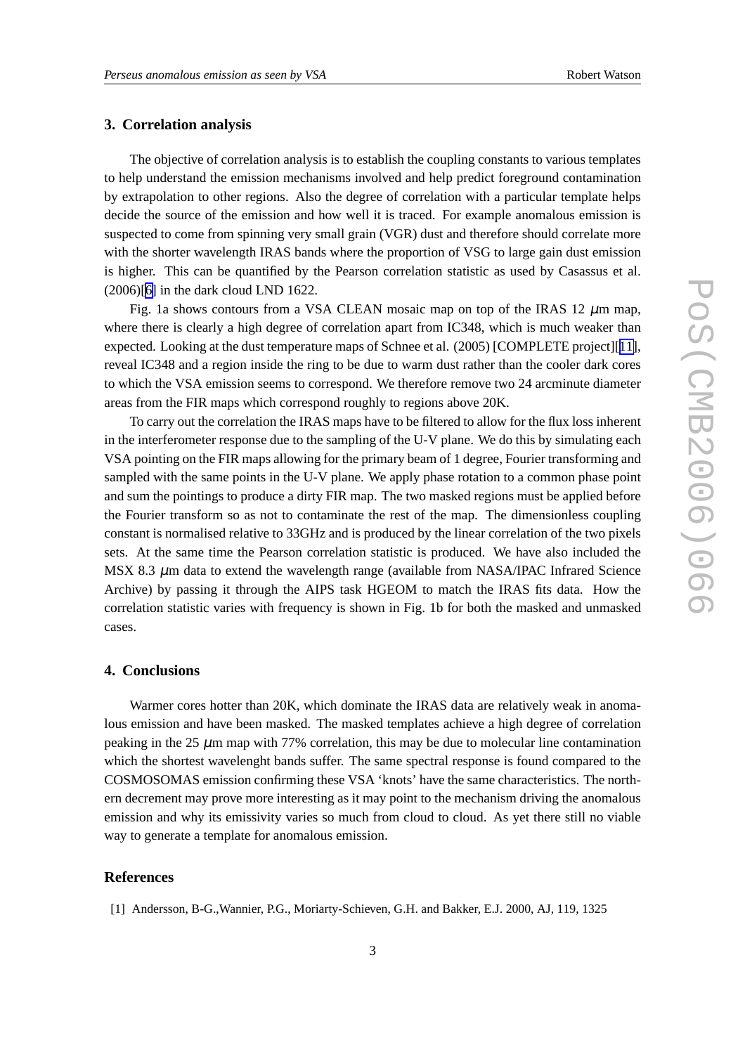## 3. Correlation analysis

The objective of correlation analysis is to establish the coupling constants to various templates to help understand the emission mechanisms involved and help predict foreground contamination by extrapolation to other regions. Also the degree of correlation with a particular template helps decide the source of the emission and how well it is traced. For example anomalous emission is suspected to come from spinning very small grain (VGR) dust and therefore should correlate more with the shorter wavelength IRAS bands where the proportion of VSG to large gain dust emission is higher. This can be quantified by the Pearson correlation statistic as used by Casassus et al. (2006)[6] in the dark cloud LND 1622.

Fig. 1a shows contours from a VSA CLEAN mosaic map on top of the IRAS 12 $\mu$m map, where there is clearly a high degree of correlation apart from IC348, which is much weaker than expected. Looking at the dust temperature maps of Schnee et al. (2005) [COMPLETE project][11], reveal IC348 and a region inside the ring to be due to warm dust rather than the cooler dark cores to which the VSA emission seems to correspond. We therefore remove two 24 arcminute diameter areas from the FIR maps which correspond roughly to regions above 20K.

To carry out the correlation the IRAS maps have to be filtered to allow for the flux loss inherent in the interferometer response due to the sampling of the U-V plane. We do this by simulating each VSA pointing on the FIR maps allowing for the primary beam of 1 degree, Fourier transforming and sampled with the same points in the U-V plane. We apply phase rotation to a common phase point and sum the pointings to produce a dirty FIR map. The two masked regions must be applied before the Fourier transform so as not to contaminate the rest of the map. The dimensionless coupling constant is normalised relative to 33GHz and is produced by the linear correlation of the two pixels sets. At the same time the Pearson correlation statistic is produced. We have also included the MSX 8.3 $\mu$m data to extend the wavelength range (available from NASA/IPAC Infrared Science Archive) by passing it through the AIPS task HGEOM to match the IRAS fits data. How the correlation statistic varies with frequency is shown in Fig. 1b for both the masked and unmasked cases.

## 4. Conclusions

Warmer cores hotter than 20K, which dominate the IRAS data are relatively weak in anomalous emission and have been masked. The masked templates achieve a high degree of correlation peaking in the 25 $\mu$m map with 77% correlation, this may be due to molecular line contamination which the shortest wavelenght bands suffer. The same spectral response is found compared to the COSMOSOMAS emission confirming these VSA 'knots' have the same characteristics. The northern decrement may prove more interesting as it may point to the mechanism driving the anomalous emission and why its emissivity varies so much from cloud to cloud. As yet there still no viable way to generate a template for anomalous emission.

## References

[1] Andersson, B-G.,Wannier, P.G., Moriarty-Schieven, G.H. and Bakker, E.J. 2000, AJ, 119, 1325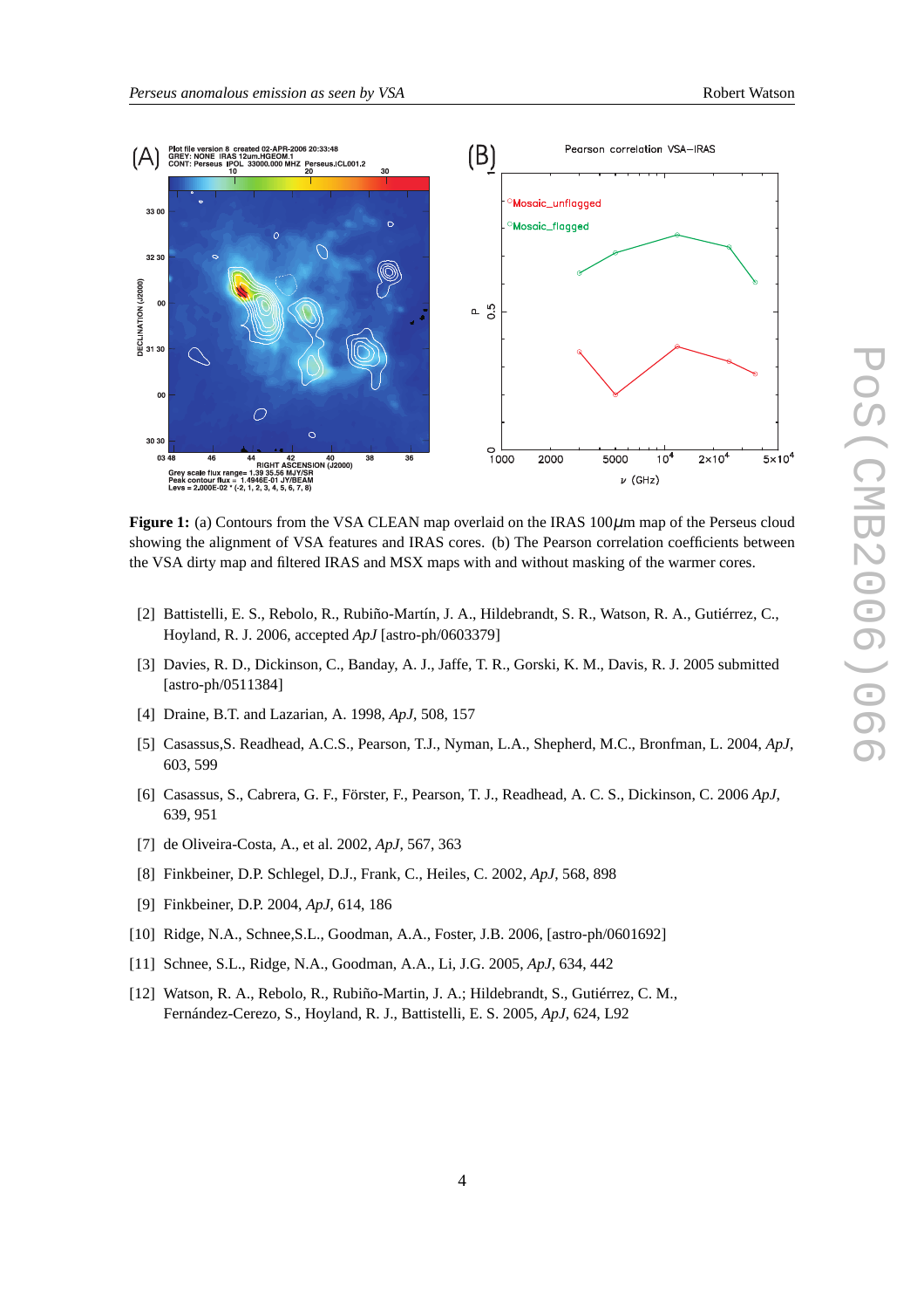(A)

Plot file version 8 created 02-APR-2006 20:33:48
GREY: NONE IRAS 12um.HGEOM.1
CONT: Perseus IPOL 33000.000 MHZ Perseus.ICL001.2

10
20
30

33 00
32 30
00
31 30
00
30 30

DECLINATION (J2000)

03 48
46
44
42
40
38
36

RIGHT ASCENSION (J2000)

Grey scale flux range= 1.39 35.56 MJY/SR
Peak contour flux = 1.4946E-01 JY/BEAM
Levs = 2.000E-02 * (-2, 1, 2, 3, 4, 5, 6, 7, 8)

(B)

Pearson correlation VSA–IRAS

Mosaic_unflagged
Mosaic_flagged

P
0
0.5
1

1000
2000
5000
$10^4$
$2\times10^4$
$5\times10^4$

$\nu$ (GHz)

**Figure 1:** (a) Contours from the VSA CLEAN map overlaid on the IRAS 100$\mu$m map of the Perseus cloud showing the alignment of VSA features and IRAS cores. (b) The Pearson correlation coefficients between the VSA dirty map and filtered IRAS and MSX maps with and without masking of the warmer cores.

[2] Battistelli, E. S., Rebolo, R., Rubiño-Martín, J. A., Hildebrandt, S. R., Watson, R. A., Gutiérrez, C., Hoyland, R. J. 2006, accepted *ApJ* [astro-ph/0603379]

[3] Davies, R. D., Dickinson, C., Banday, A. J., Jaffe, T. R., Gorski, K. M., Davis, R. J. 2005 submitted [astro-ph/0511384]

[4] Draine, B.T. and Lazarian, A. 1998, *ApJ*, 508, 157

[5] Casassus,S. Readhead, A.C.S., Pearson, T.J., Nyman, L.A., Shepherd, M.C., Bronfman, L. 2004, *ApJ*, 603, 599

[6] Casassus, S., Cabrera, G. F., Förster, F., Pearson, T. J., Readhead, A. C. S., Dickinson, C. 2006 *ApJ*, 639, 951

[7] de Oliveira-Costa, A., et al. 2002, *ApJ*, 567, 363

[8] Finkbeiner, D.P. Schlegel, D.J., Frank, C., Heiles, C. 2002, *ApJ*, 568, 898

[9] Finkbeiner, D.P. 2004, *ApJ*, 614, 186

[10] Ridge, N.A., Schnee,S.L., Goodman, A.A., Foster, J.B. 2006, [astro-ph/0601692]

[11] Schnee, S.L., Ridge, N.A., Goodman, A.A., Li, J.G. 2005, *ApJ*, 634, 442

[12] Watson, R. A., Rebolo, R., Rubiño-Martin, J. A.; Hildebrandt, S., Gutiérrez, C. M., Fernández-Cerezo, S., Hoyland, R. J., Battistelli, E. S. 2005, *ApJ*, 624, L92